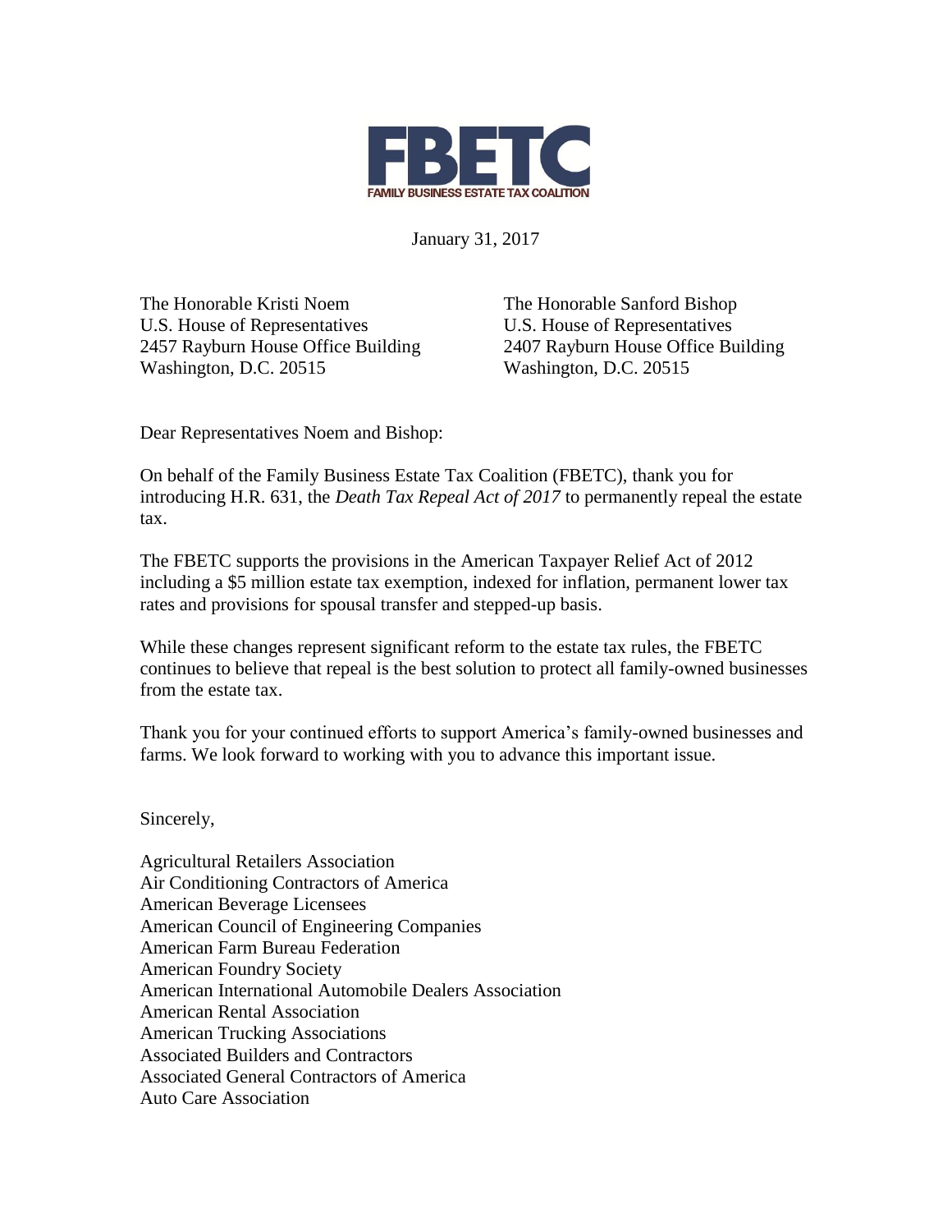# FBETC

FAMILY BUSINESS ESTATE TAX COALITION

January 31, 2017

The Honorable Kristi Noem
U.S. House of Representatives
2457 Rayburn House Office Building
Washington, D.C. 20515

The Honorable Sanford Bishop
U.S. House of Representatives
2407 Rayburn House Office Building
Washington, D.C. 20515

Dear Representatives Noem and Bishop:

On behalf of the Family Business Estate Tax Coalition (FBETC), thank you for introducing H.R. 631, the *Death Tax Repeal Act of 2017* to permanently repeal the estate tax.

The FBETC supports the provisions in the American Taxpayer Relief Act of 2012 including a $5 million estate tax exemption, indexed for inflation, permanent lower tax rates and provisions for spousal transfer and stepped-up basis.

While these changes represent significant reform to the estate tax rules, the FBETC continues to believe that repeal is the best solution to protect all family-owned businesses from the estate tax.

Thank you for your continued efforts to support America's family-owned businesses and farms. We look forward to working with you to advance this important issue.

Sincerely,

Agricultural Retailers Association
Air Conditioning Contractors of America
American Beverage Licensees
American Council of Engineering Companies
American Farm Bureau Federation
American Foundry Society
American International Automobile Dealers Association
American Rental Association
American Trucking Associations
Associated Builders and Contractors
Associated General Contractors of America
Auto Care Association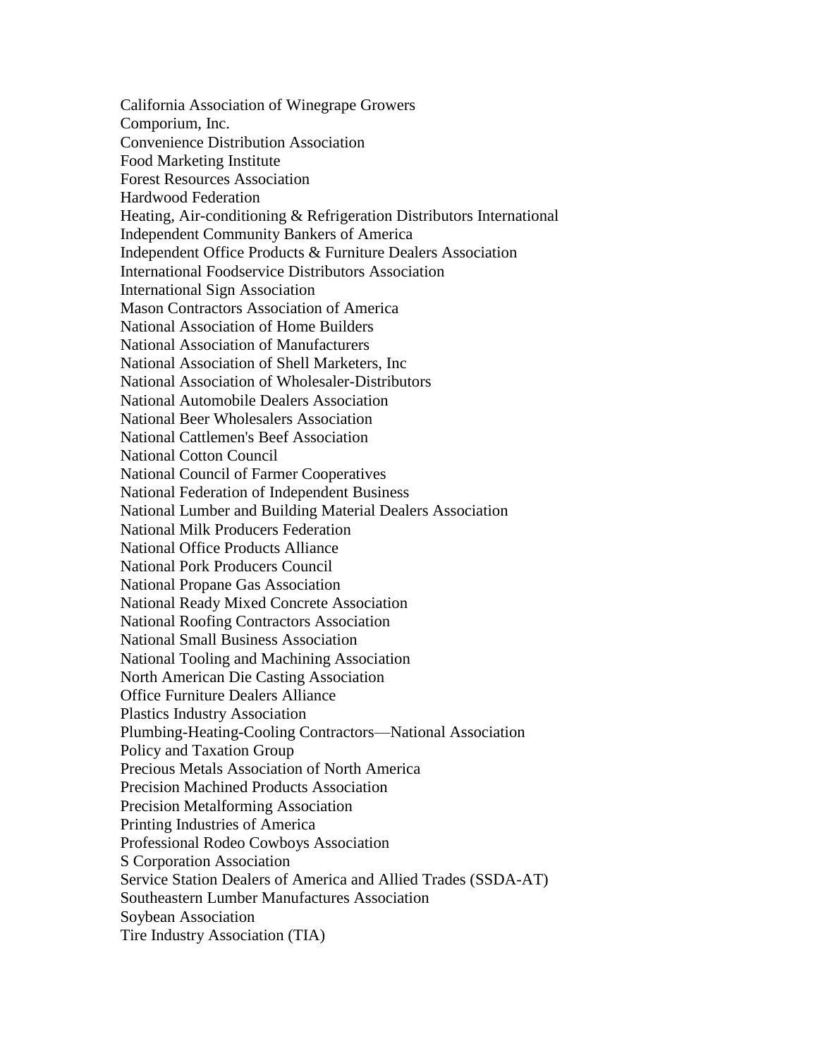California Association of Winegrape Growers
Comporium, Inc.
Convenience Distribution Association
Food Marketing Institute
Forest Resources Association
Hardwood Federation
Heating, Air-conditioning & Refrigeration Distributors International
Independent Community Bankers of America
Independent Office Products & Furniture Dealers Association
International Foodservice Distributors Association
International Sign Association
Mason Contractors Association of America
National Association of Home Builders
National Association of Manufacturers
National Association of Shell Marketers, Inc
National Association of Wholesaler-Distributors
National Automobile Dealers Association
National Beer Wholesalers Association
National Cattlemen's Beef Association
National Cotton Council
National Council of Farmer Cooperatives
National Federation of Independent Business
National Lumber and Building Material Dealers Association
National Milk Producers Federation
National Office Products Alliance
National Pork Producers Council
National Propane Gas Association
National Ready Mixed Concrete Association
National Roofing Contractors Association
National Small Business Association
National Tooling and Machining Association
North American Die Casting Association
Office Furniture Dealers Alliance
Plastics Industry Association
Plumbing-Heating-Cooling Contractors—National Association
Policy and Taxation Group
Precious Metals Association of North America
Precision Machined Products Association
Precision Metalforming Association
Printing Industries of America
Professional Rodeo Cowboys Association
S Corporation Association
Service Station Dealers of America and Allied Trades (SSDA-AT)
Southeastern Lumber Manufactures Association
Soybean Association
Tire Industry Association (TIA)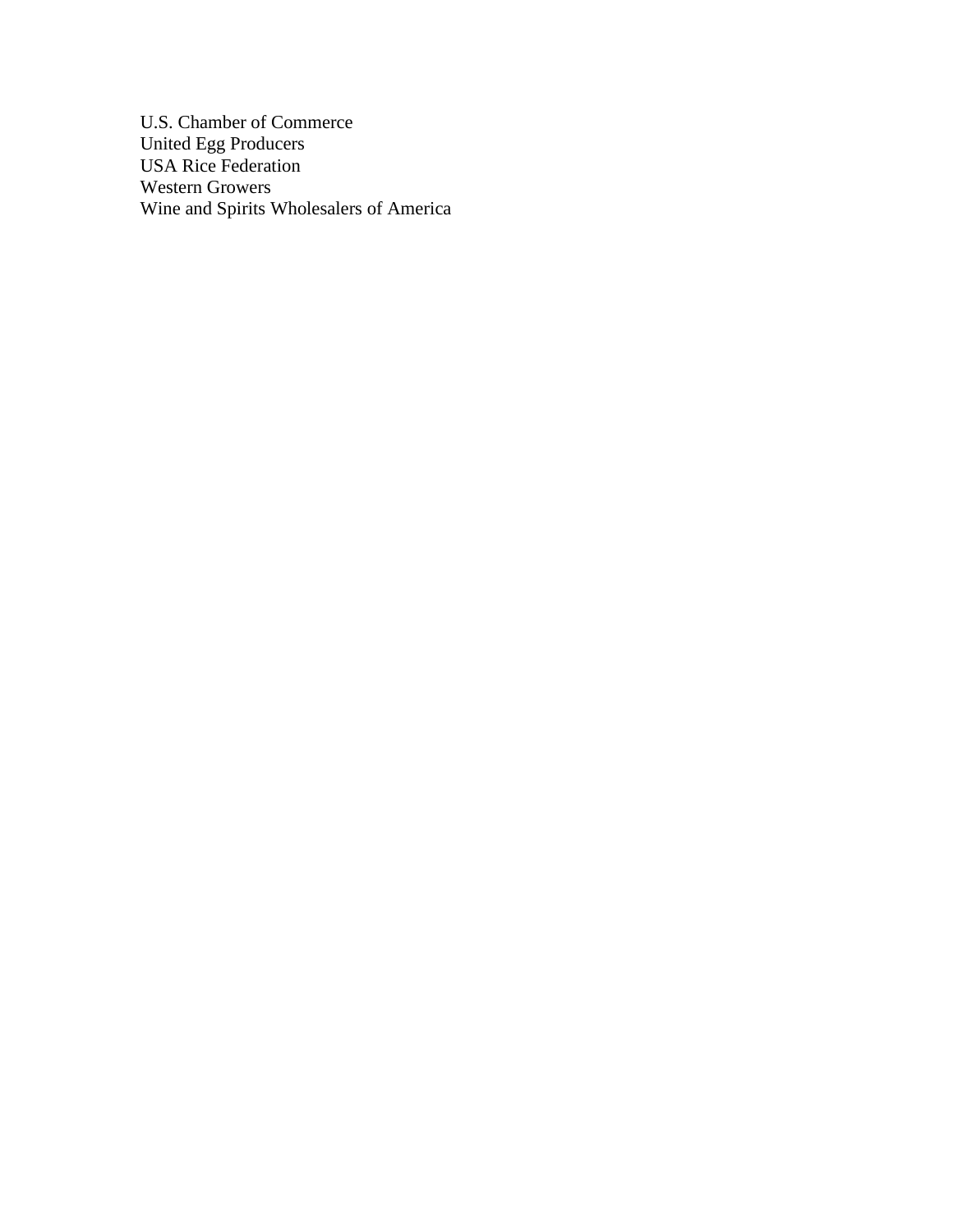U.S. Chamber of Commerce
United Egg Producers
USA Rice Federation
Western Growers
Wine and Spirits Wholesalers of America